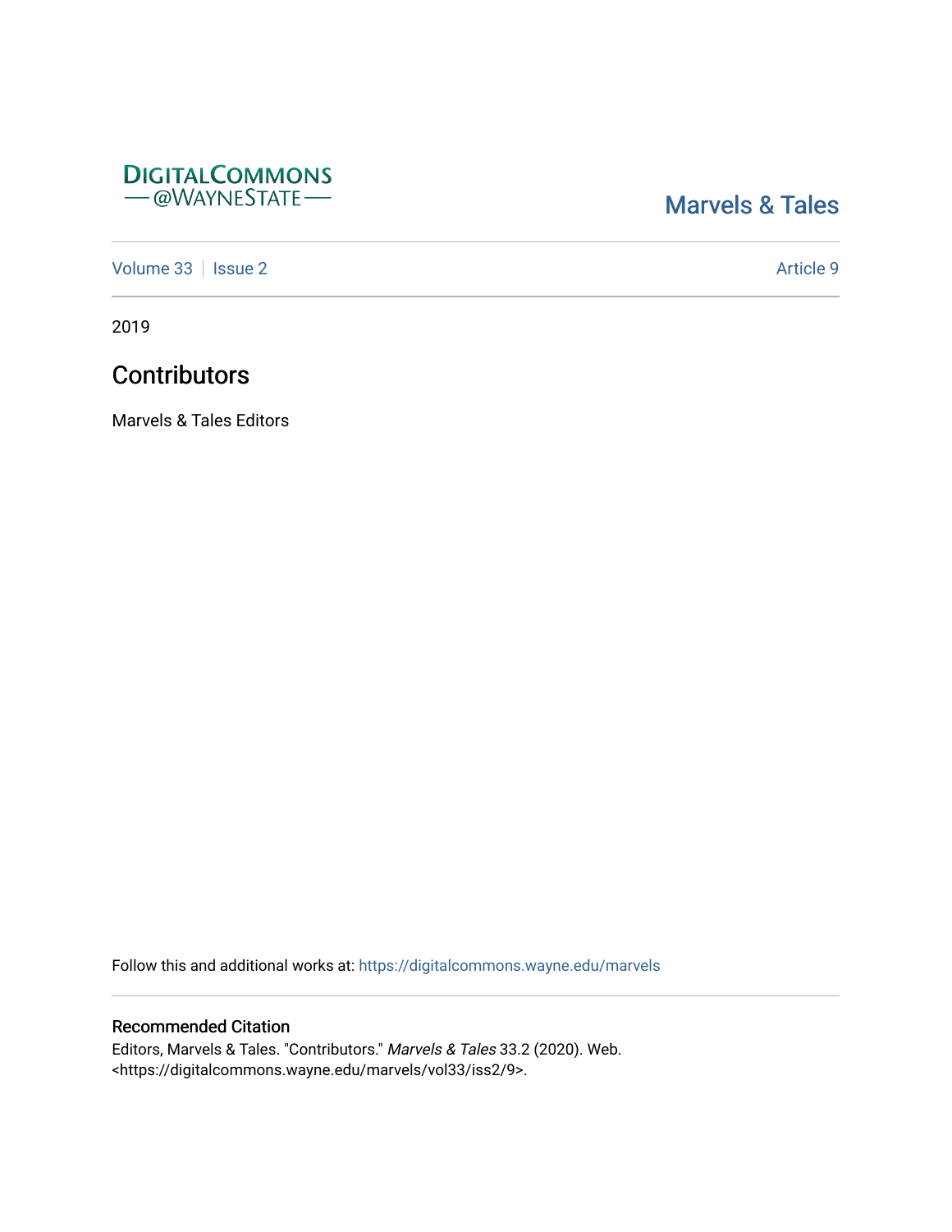DIGITALCOMMONS
— @WAYNESTATE —

Marvels & Tales

Volume 33 | Issue 2 | Article 9

2019

# Contributors

Marvels & Tales Editors

Follow this and additional works at: https://digitalcommons.wayne.edu/marvels

### Recommended Citation

Editors, Marvels & Tales. "Contributors." *Marvels & Tales* 33.2 (2020). Web. <https://digitalcommons.wayne.edu/marvels/vol33/iss2/9>.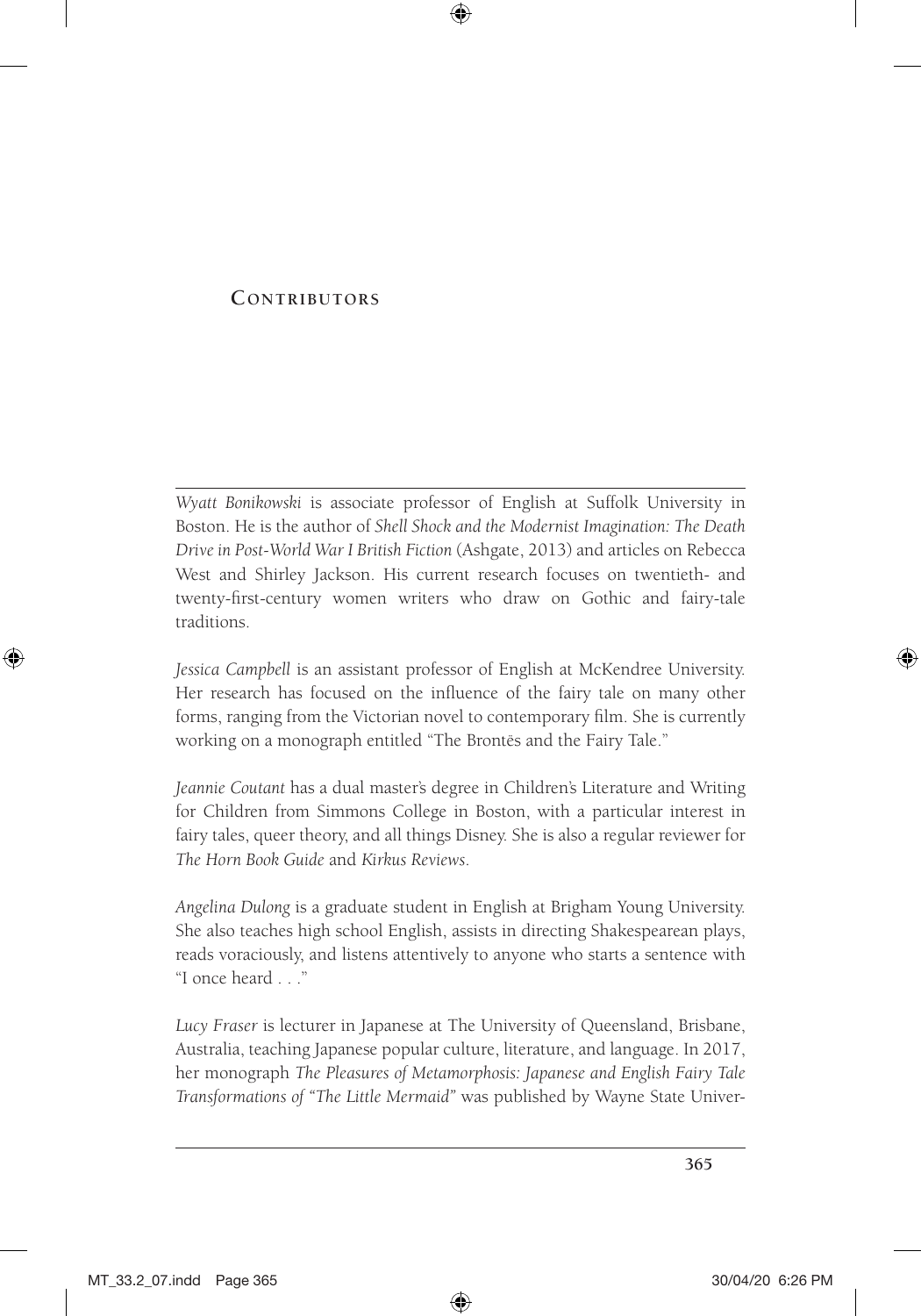# Contributors

*Wyatt Bonikowski* is associate professor of English at Suffolk University in Boston. He is the author of *Shell Shock and the Modernist Imagination: The Death Drive in Post-World War I British Fiction* (Ashgate, 2013) and articles on Rebecca West and Shirley Jackson. His current research focuses on twentieth- and twenty-first-century women writers who draw on Gothic and fairy-tale traditions.

*Jessica Campbell* is an assistant professor of English at McKendree University. Her research has focused on the influence of the fairy tale on many other forms, ranging from the Victorian novel to contemporary film. She is currently working on a monograph entitled "The Brontës and the Fairy Tale."

*Jeannie Coutant* has a dual master's degree in Children's Literature and Writing for Children from Simmons College in Boston, with a particular interest in fairy tales, queer theory, and all things Disney. She is also a regular reviewer for *The Horn Book Guide* and *Kirkus Reviews*.

*Angelina Dulong* is a graduate student in English at Brigham Young University. She also teaches high school English, assists in directing Shakespearean plays, reads voraciously, and listens attentively to anyone who starts a sentence with "I once heard . . ."

*Lucy Fraser* is lecturer in Japanese at The University of Queensland, Brisbane, Australia, teaching Japanese popular culture, literature, and language. In 2017, her monograph *The Pleasures of Metamorphosis: Japanese and English Fairy Tale Transformations of "The Little Mermaid"* was published by Wayne State Univer-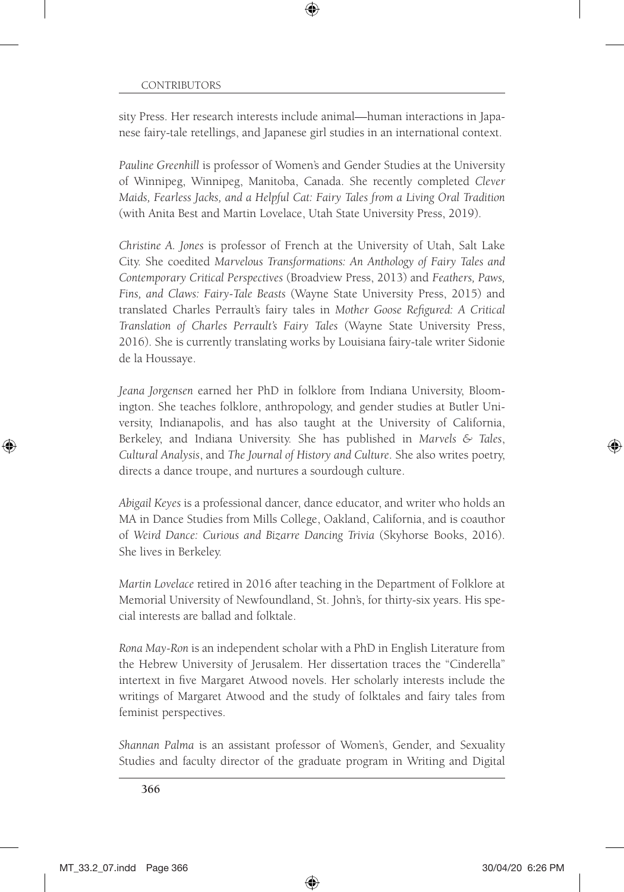sity Press. Her research interests include animal—human interactions in Japanese fairy-tale retellings, and Japanese girl studies in an international context.

*Pauline Greenhill* is professor of Women's and Gender Studies at the University of Winnipeg, Winnipeg, Manitoba, Canada. She recently completed *Clever Maids, Fearless Jacks, and a Helpful Cat: Fairy Tales from a Living Oral Tradition* (with Anita Best and Martin Lovelace, Utah State University Press, 2019).

*Christine A. Jones* is professor of French at the University of Utah, Salt Lake City. She coedited *Marvelous Transformations: An Anthology of Fairy Tales and Contemporary Critical Perspectives* (Broadview Press, 2013) and *Feathers, Paws, Fins, and Claws: Fairy-Tale Beasts* (Wayne State University Press, 2015) and translated Charles Perrault's fairy tales in *Mother Goose Refigured: A Critical Translation of Charles Perrault's Fairy Tales* (Wayne State University Press, 2016). She is currently translating works by Louisiana fairy-tale writer Sidonie de la Houssaye.

*Jeana Jorgensen* earned her PhD in folklore from Indiana University, Bloomington. She teaches folklore, anthropology, and gender studies at Butler University, Indianapolis, and has also taught at the University of California, Berkeley, and Indiana University. She has published in *Marvels & Tales*, *Cultural Analysis*, and *The Journal of History and Culture*. She also writes poetry, directs a dance troupe, and nurtures a sourdough culture.

*Abigail Keyes* is a professional dancer, dance educator, and writer who holds an MA in Dance Studies from Mills College, Oakland, California, and is coauthor of *Weird Dance: Curious and Bizarre Dancing Trivia* (Skyhorse Books, 2016). She lives in Berkeley.

*Martin Lovelace* retired in 2016 after teaching in the Department of Folklore at Memorial University of Newfoundland, St. John's, for thirty-six years. His special interests are ballad and folktale.

*Rona May-Ron* is an independent scholar with a PhD in English Literature from the Hebrew University of Jerusalem. Her dissertation traces the "Cinderella" intertext in five Margaret Atwood novels. Her scholarly interests include the writings of Margaret Atwood and the study of folktales and fairy tales from feminist perspectives.

*Shannan Palma* is an assistant professor of Women's, Gender, and Sexuality Studies and faculty director of the graduate program in Writing and Digital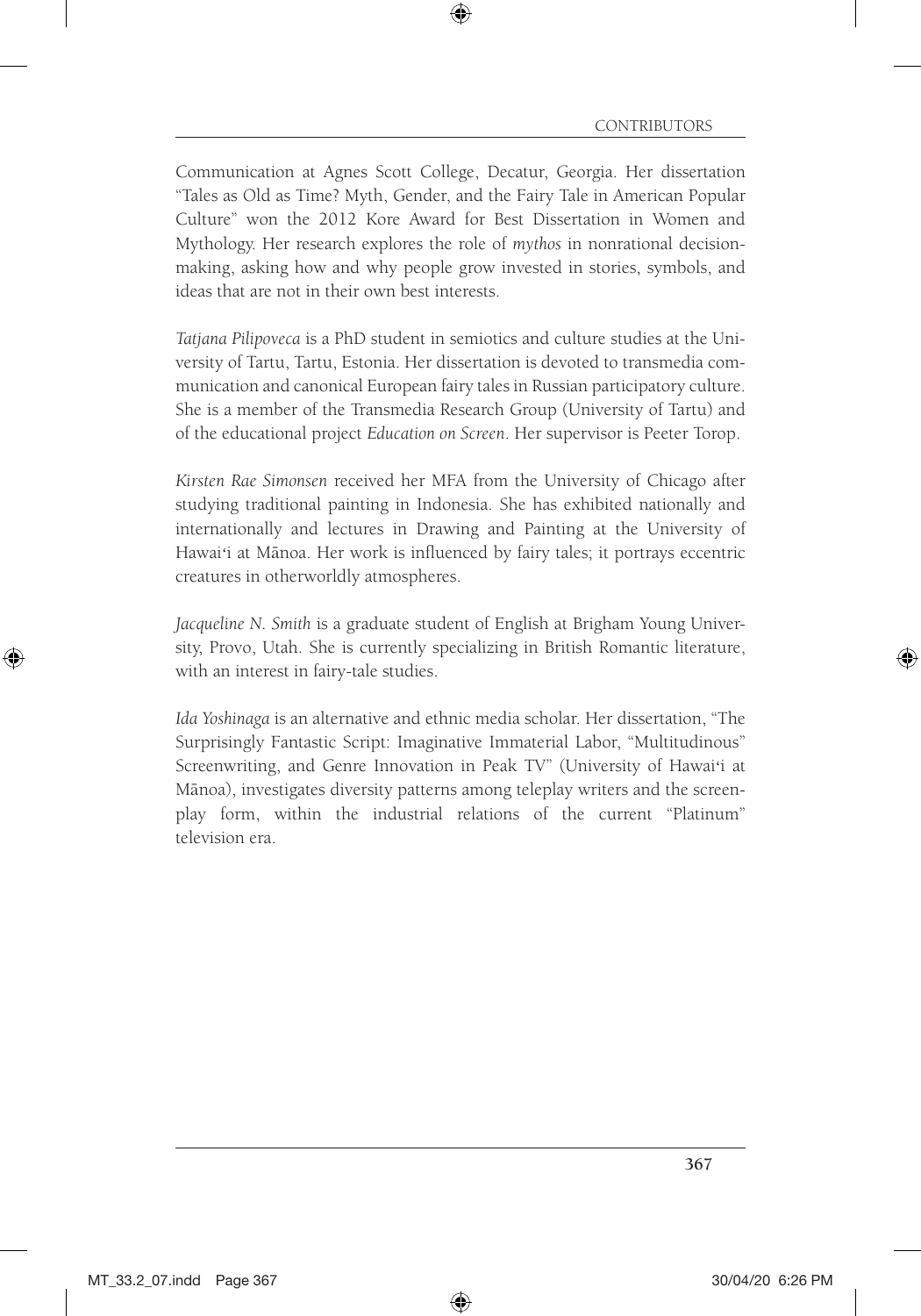Communication at Agnes Scott College, Decatur, Georgia. Her dissertation "Tales as Old as Time? Myth, Gender, and the Fairy Tale in American Popular Culture" won the 2012 Kore Award for Best Dissertation in Women and Mythology. Her research explores the role of *mythos* in nonrational decision-making, asking how and why people grow invested in stories, symbols, and ideas that are not in their own best interests.

*Tatjana Pilipoveca* is a PhD student in semiotics and culture studies at the University of Tartu, Tartu, Estonia. Her dissertation is devoted to transmedia communication and canonical European fairy tales in Russian participatory culture. She is a member of the Transmedia Research Group (University of Tartu) and of the educational project *Education on Screen*. Her supervisor is Peeter Torop.

*Kirsten Rae Simonsen* received her MFA from the University of Chicago after studying traditional painting in Indonesia. She has exhibited nationally and internationally and lectures in Drawing and Painting at the University of Hawaiʻi at Mānoa. Her work is influenced by fairy tales; it portrays eccentric creatures in otherworldly atmospheres.

*Jacqueline N. Smith* is a graduate student of English at Brigham Young University, Provo, Utah. She is currently specializing in British Romantic literature, with an interest in fairy-tale studies.

*Ida Yoshinaga* is an alternative and ethnic media scholar. Her dissertation, "The Surprisingly Fantastic Script: Imaginative Immaterial Labor, "Multitudinous" Screenwriting, and Genre Innovation in Peak TV" (University of Hawaiʻi at Mānoa), investigates diversity patterns among teleplay writers and the screenplay form, within the industrial relations of the current "Platinum" television era.